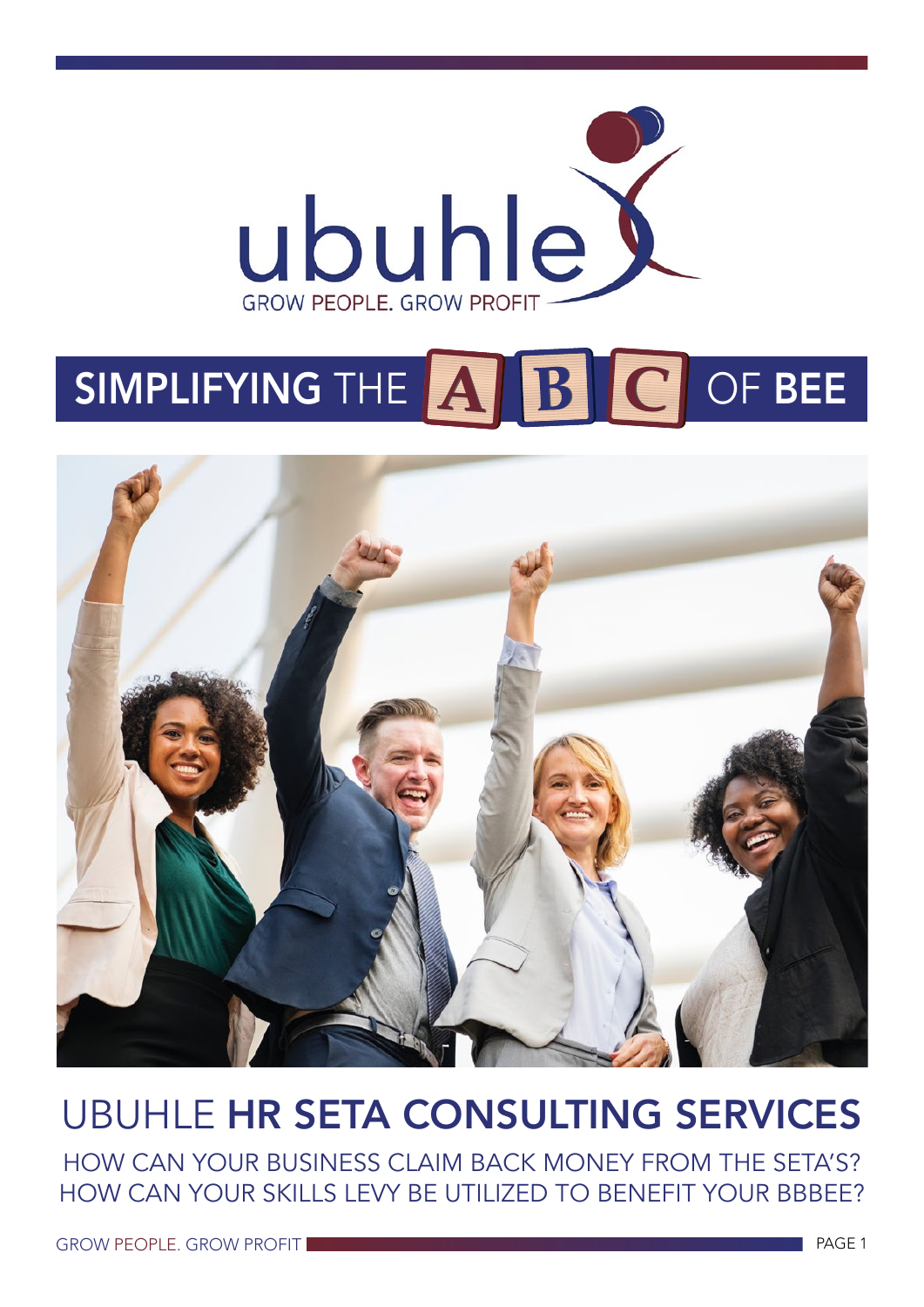ubuhle

GROW PEOPLE. GROW PROFIT

# SIMPLIFYING THE A B C OF BEE

## UBUHLE HR SETA CONSULTING SERVICES

HOW CAN YOUR BUSINESS CLAIM BACK MONEY FROM THE SETA'S?
HOW CAN YOUR SKILLS LEVY BE UTILIZED TO BENEFIT YOUR BBBEE?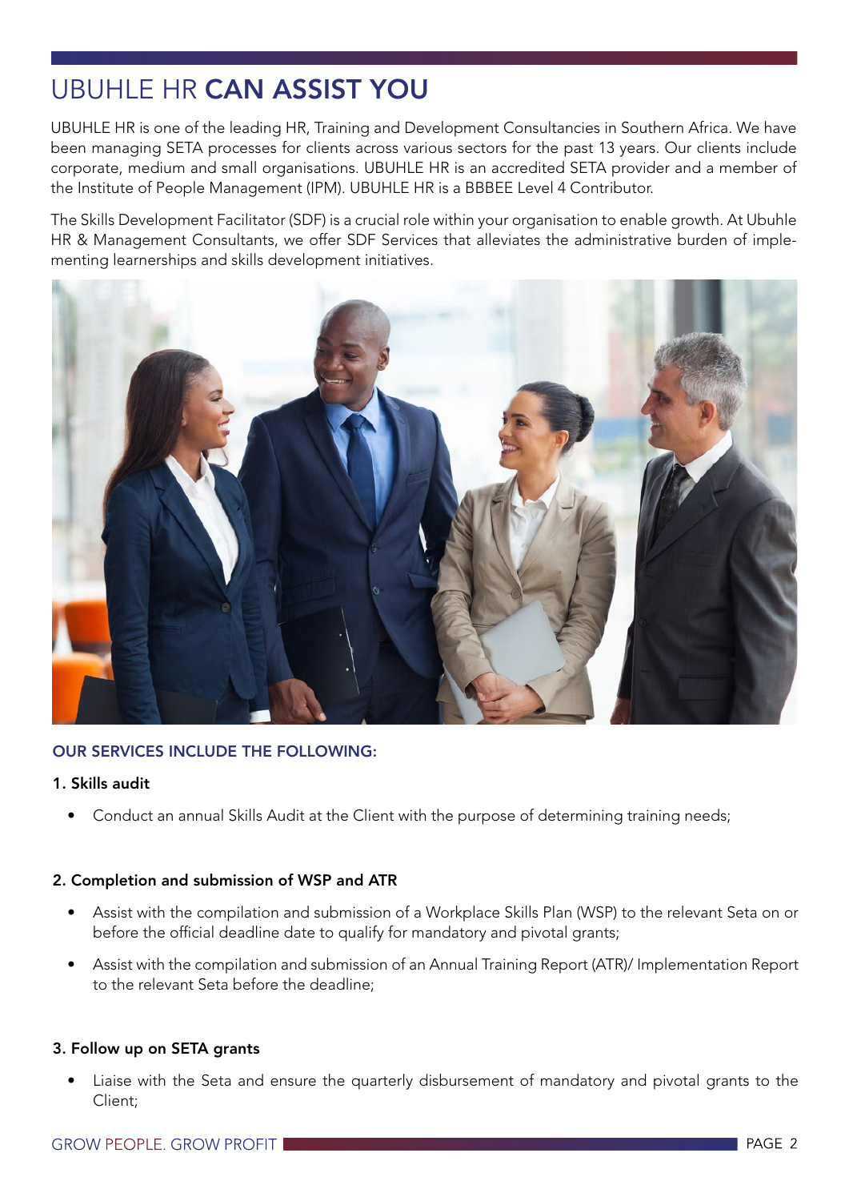# UBUHLE HR **CAN ASSIST YOU**

UBUHLE HR is one of the leading HR, Training and Development Consultancies in Southern Africa. We have been managing SETA processes for clients across various sectors for the past 13 years. Our clients include corporate, medium and small organisations. UBUHLE HR is an accredited SETA provider and a member of the Institute of People Management (IPM). UBUHLE HR is a BBBEE Level 4 Contributor.

The Skills Development Facilitator (SDF) is a crucial role within your organisation to enable growth. At Ubuhle HR & Management Consultants, we offer SDF Services that alleviates the administrative burden of implementing learnerships and skills development initiatives.

## OUR SERVICES INCLUDE THE FOLLOWING:

### 1. Skills audit

- Conduct an annual Skills Audit at the Client with the purpose of determining training needs;

### 2. Completion and submission of WSP and ATR

- Assist with the compilation and submission of a Workplace Skills Plan (WSP) to the relevant Seta on or before the official deadline date to qualify for mandatory and pivotal grants;
- Assist with the compilation and submission of an Annual Training Report (ATR)/ Implementation Report to the relevant Seta before the deadline;

### 3. Follow up on SETA grants

- Liaise with the Seta and ensure the quarterly disbursement of mandatory and pivotal grants to the Client;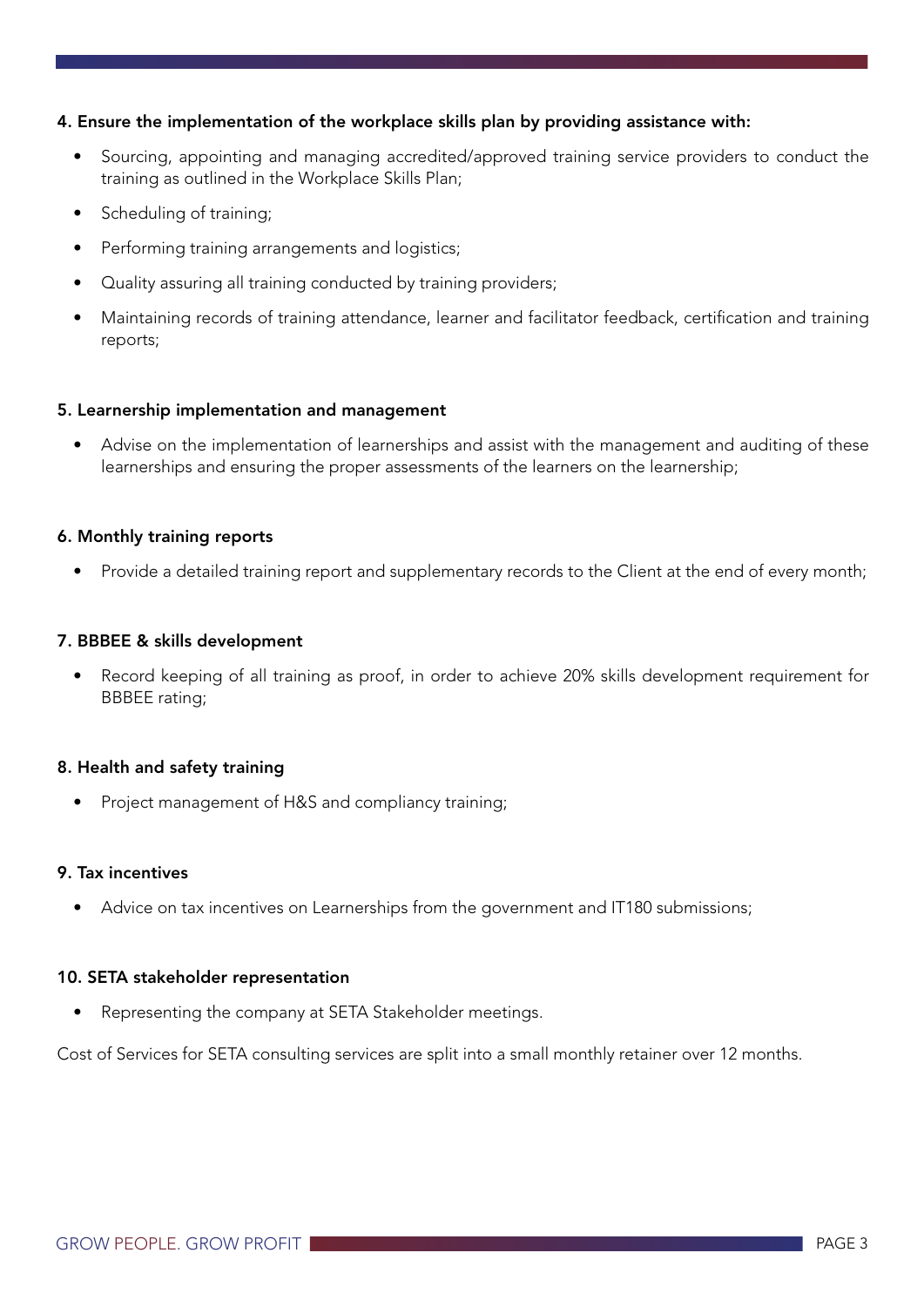**4. Ensure the implementation of the workplace skills plan by providing assistance with:**

- Sourcing, appointing and managing accredited/approved training service providers to conduct the training as outlined in the Workplace Skills Plan;
- Scheduling of training;
- Performing training arrangements and logistics;
- Quality assuring all training conducted by training providers;
- Maintaining records of training attendance, learner and facilitator feedback, certification and training reports;

**5. Learnership implementation and management**

- Advise on the implementation of learnerships and assist with the management and auditing of these learnerships and ensuring the proper assessments of the learners on the learnership;

**6. Monthly training reports**

- Provide a detailed training report and supplementary records to the Client at the end of every month;

**7. BBBEE & skills development**

- Record keeping of all training as proof, in order to achieve 20% skills development requirement for BBBEE rating;

**8. Health and safety training**

- Project management of H&S and compliancy training;

**9. Tax incentives**

- Advice on tax incentives on Learnerships from the government and IT180 submissions;

**10. SETA stakeholder representation**

- Representing the company at SETA Stakeholder meetings.

Cost of Services for SETA consulting services are split into a small monthly retainer over 12 months.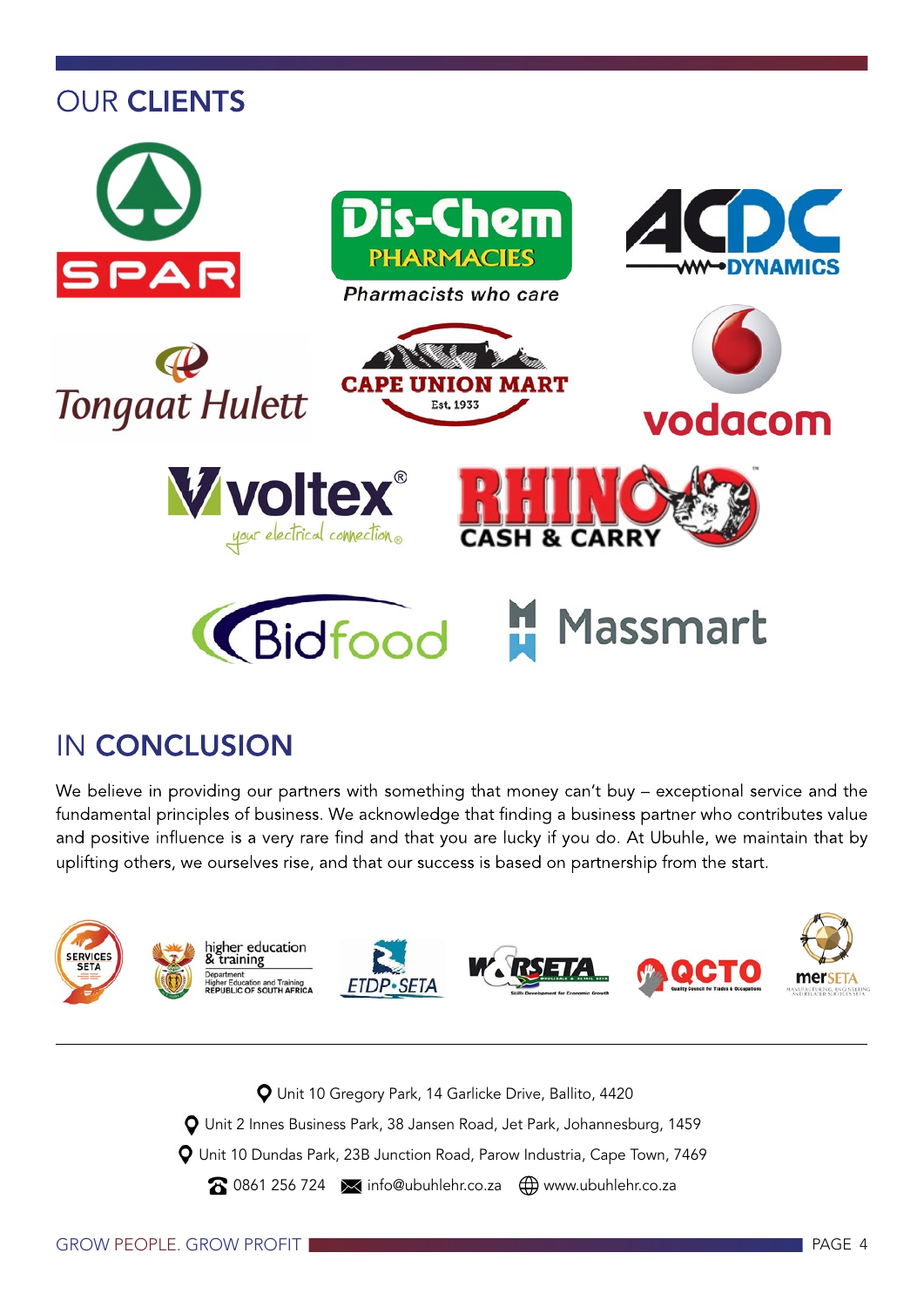## OUR CLIENTS

## IN CONCLUSION

We believe in providing our partners with something that money can't buy – exceptional service and the fundamental principles of business. We acknowledge that finding a business partner who contributes value and positive influence is a very rare find and that you are lucky if you do. At Ubuhle, we maintain that by uplifting others, we ourselves rise, and that our success is based on partnership from the start.

Unit 10 Gregory Park, 14 Garlicke Drive, Ballito, 4420

Unit 2 Innes Business Park, 38 Jansen Road, Jet Park, Johannesburg, 1459

Unit 10 Dundas Park, 23B Junction Road, Parow Industria, Cape Town, 7469

0861 256 724 info@ubuhlehr.co.za www.ubuhlehr.co.za

GROW PEOPLE. GROW PROFIT